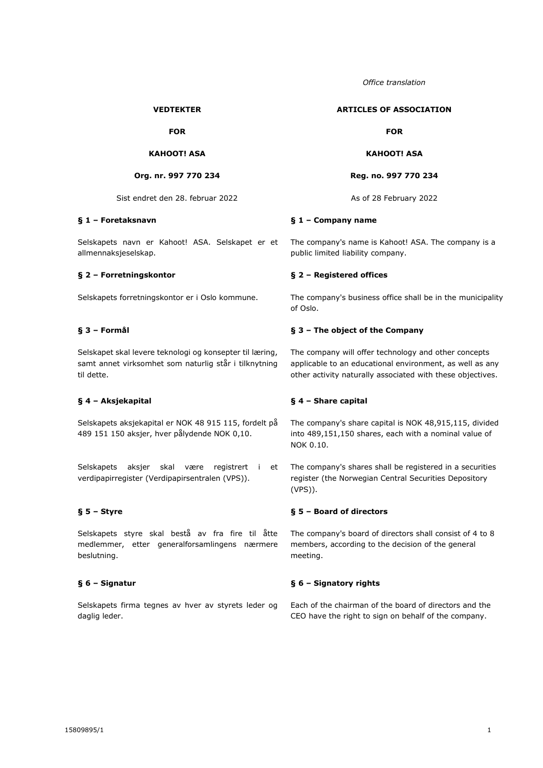*Office translation*

| VEDTEKTER | ARTICLES OF ASSOCIATION |
|---|---|
| **FOR** | **FOR** |
| **KAHOOT! ASA** | **KAHOOT! ASA** |
| **Org. nr. 997 770 234** | **Reg. no. 997 770 234** |
| Sist endret den 28. februar 2022 | As of 28 February 2022 |
| **§ 1 – Foretaksnavn** | **§ 1 – Company name** |
| Selskapets navn er Kahoot! ASA. Selskapet er et allmennaksjeselskap. | The company's name is Kahoot! ASA. The company is a public limited liability company. |
| **§ 2 – Forretningskontor** | **§ 2 – Registered offices** |
| Selskapets forretningskontor er i Oslo kommune. | The company's business office shall be in the municipality of Oslo. |
| **§ 3 – Formål** | **§ 3 – The object of the Company** |
| Selskapet skal levere teknologi og konsepter til læring, samt annet virksomhet som naturlig står i tilknytning til dette. | The company will offer technology and other concepts applicable to an educational environment, as well as any other activity naturally associated with these objectives. |
| **§ 4 – Aksjekapital** | **§ 4 – Share capital** |
| Selskapets aksjekapital er NOK 48 915 115, fordelt på 489 151 150 aksjer, hver pålydende NOK 0,10. | The company's share capital is NOK 48,915,115, divided into 489,151,150 shares, each with a nominal value of NOK 0.10. |
| Selskapets aksjer skal være registrert i et verdipapirregister (Verdipapirsentralen (VPS)). | The company's shares shall be registered in a securities register (the Norwegian Central Securities Depository (VPS)). |
| **§ 5 – Styre** | **§ 5 – Board of directors** |
| Selskapets styre skal bestå av fra fire til åtte medlemmer, etter generalforsamlingens nærmere beslutning. | The company's board of directors shall consist of 4 to 8 members, according to the decision of the general meeting. |
| **§ 6 – Signatur** | **§ 6 – Signatory rights** |
| Selskapets firma tegnes av hver av styrets leder og daglig leder. | Each of the chairman of the board of directors and the CEO have the right to sign on behalf of the company. |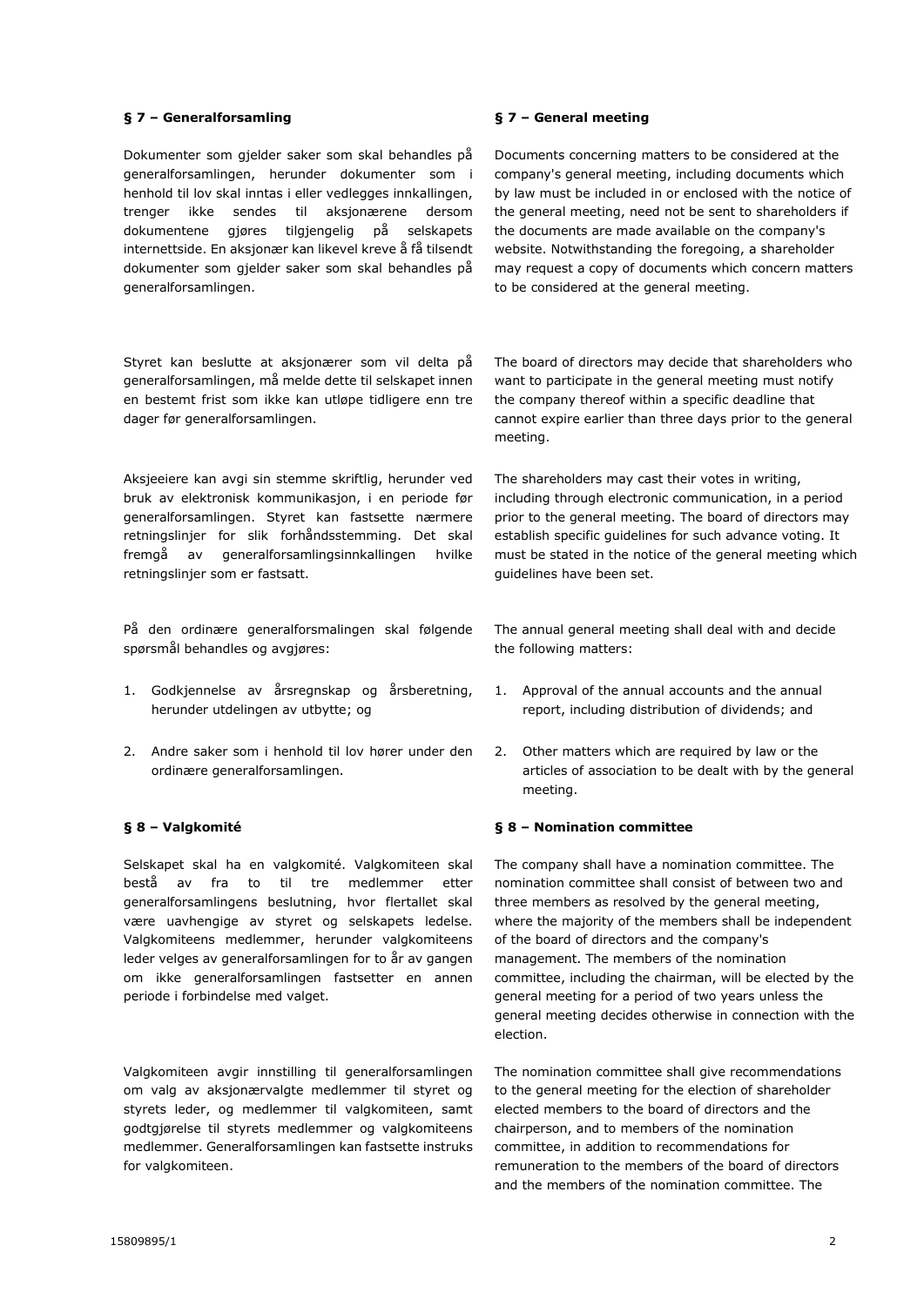### § 7 – Generalforsamling

Dokumenter som gjelder saker som skal behandles på generalforsamlingen, herunder dokumenter som i henhold til lov skal inntas i eller vedlegges innkallingen, trenger ikke sendes til aksjonærene dersom dokumentene gjøres tilgjengelig på selskapets internettside. En aksjonær kan likevel kreve å få tilsendt dokumenter som gjelder saker som skal behandles på generalforsamlingen.

Styret kan beslutte at aksjonærer som vil delta på generalforsamlingen, må melde dette til selskapet innen en bestemt frist som ikke kan utløpe tidligere enn tre dager før generalforsamlingen.

Aksjeeiere kan avgi sin stemme skriftlig, herunder ved bruk av elektronisk kommunikasjon, i en periode før generalforsamlingen. Styret kan fastsette nærmere retningslinjer for slik forhåndsstemming. Det skal fremgå av generalforsamlingsinnkallingen hvilke retningslinjer som er fastsatt.

På den ordinære generalforsmalingen skal følgende spørsmål behandles og avgjøres:

1. Godkjennelse av årsregnskap og årsberetning, herunder utdelingen av utbytte; og
2. Andre saker som i henhold til lov hører under den ordinære generalforsamlingen.

### § 8 – Valgkomité

Selskapet skal ha en valgkomité. Valgkomiteen skal bestå av fra to til tre medlemmer etter generalforsamlingens beslutning, hvor flertallet skal være uavhengige av styret og selskapets ledelse. Valgkomiteens medlemmer, herunder valgkomiteens leder velges av generalforsamlingen for to år av gangen om ikke generalforsamlingen fastsetter en annen periode i forbindelse med valget.

Valgkomiteen avgir innstilling til generalforsamlingen om valg av aksjonærvalgte medlemmer til styret og styrets leder, og medlemmer til valgkomiteen, samt godtgjørelse til styrets medlemmer og valgkomiteens medlemmer. Generalforsamlingen kan fastsette instruks for valgkomiteen.

### § 7 – General meeting

Documents concerning matters to be considered at the company's general meeting, including documents which by law must be included in or enclosed with the notice of the general meeting, need not be sent to shareholders if the documents are made available on the company's website. Notwithstanding the foregoing, a shareholder may request a copy of documents which concern matters to be considered at the general meeting.

The board of directors may decide that shareholders who want to participate in the general meeting must notify the company thereof within a specific deadline that cannot expire earlier than three days prior to the general meeting.

The shareholders may cast their votes in writing, including through electronic communication, in a period prior to the general meeting. The board of directors may establish specific guidelines for such advance voting. It must be stated in the notice of the general meeting which guidelines have been set.

The annual general meeting shall deal with and decide the following matters:

1. Approval of the annual accounts and the annual report, including distribution of dividends; and
2. Other matters which are required by law or the articles of association to be dealt with by the general meeting.

### § 8 – Nomination committee

The company shall have a nomination committee. The nomination committee shall consist of between two and three members as resolved by the general meeting, where the majority of the members shall be independent of the board of directors and the company's management. The members of the nomination committee, including the chairman, will be elected by the general meeting for a period of two years unless the general meeting decides otherwise in connection with the election.

The nomination committee shall give recommendations to the general meeting for the election of shareholder elected members to the board of directors and the chairperson, and to members of the nomination committee, in addition to recommendations for remuneration to the members of the board of directors and the members of the nomination committee. The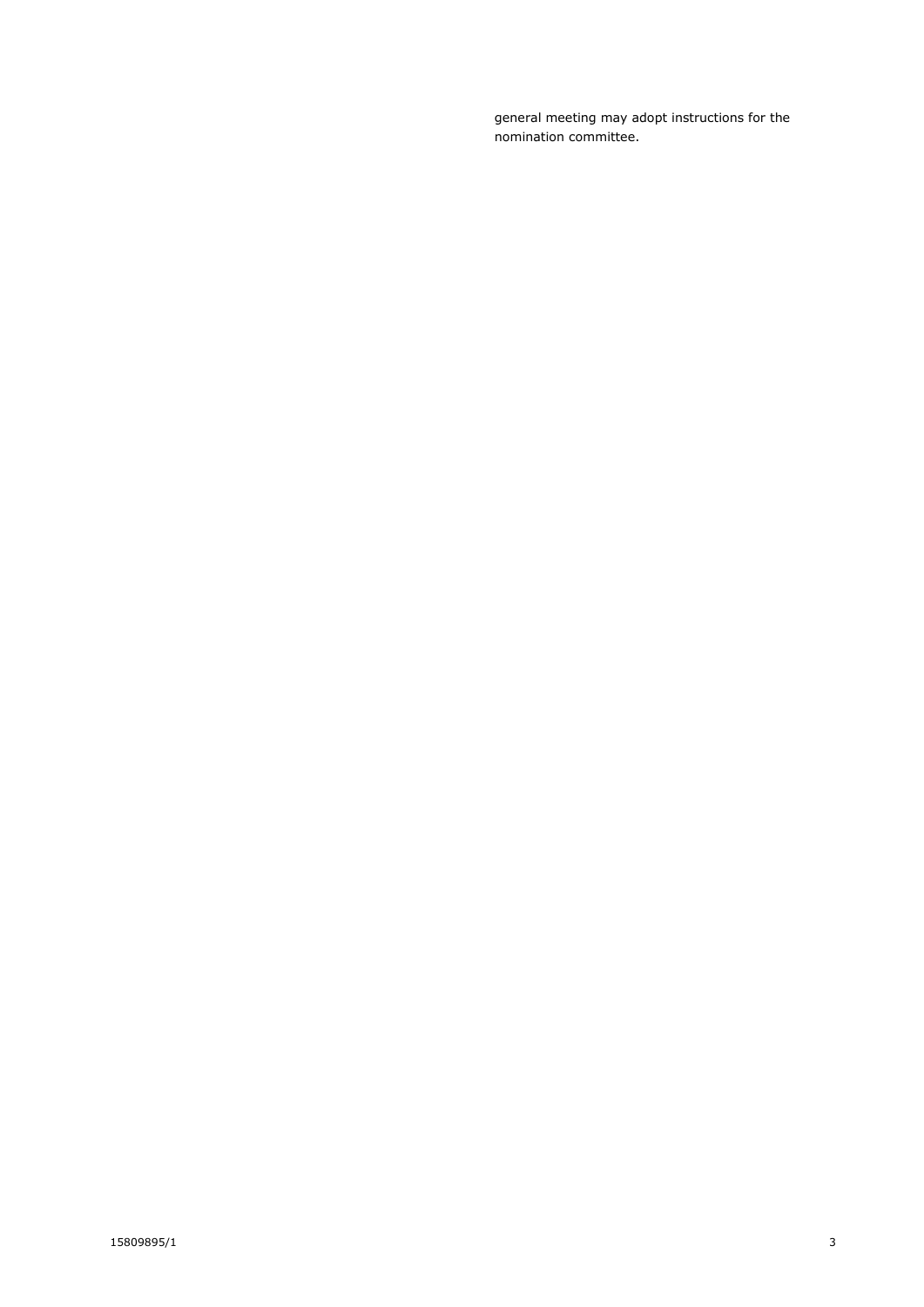general meeting may adopt instructions for the nomination committee.